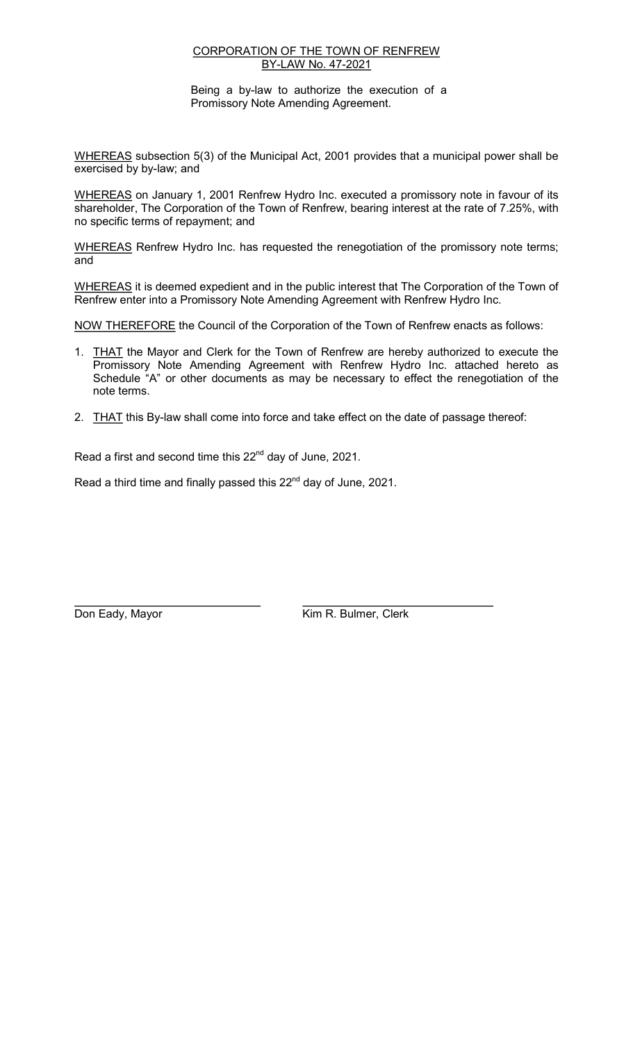CORPORATION OF THE TOWN OF RENFREW
BY-LAW No. 47-2021

Being a by-law to authorize the execution of a Promissory Note Amending Agreement.

WHEREAS subsection 5(3) of the Municipal Act, 2001 provides that a municipal power shall be exercised by by-law; and

WHEREAS on January 1, 2001 Renfrew Hydro Inc. executed a promissory note in favour of its shareholder, The Corporation of the Town of Renfrew, bearing interest at the rate of 7.25%, with no specific terms of repayment; and

WHEREAS Renfrew Hydro Inc. has requested the renegotiation of the promissory note terms; and

WHEREAS it is deemed expedient and in the public interest that The Corporation of the Town of Renfrew enter into a Promissory Note Amending Agreement with Renfrew Hydro Inc.

NOW THEREFORE the Council of the Corporation of the Town of Renfrew enacts as follows:

1. THAT the Mayor and Clerk for the Town of Renfrew are hereby authorized to execute the Promissory Note Amending Agreement with Renfrew Hydro Inc. attached hereto as Schedule "A" or other documents as may be necessary to effect the renegotiation of the note terms.

2. THAT this By-law shall come into force and take effect on the date of passage thereof:

Read a first and second time this 22nd day of June, 2021.

Read a third time and finally passed this 22nd day of June, 2021.

Don Eady, Mayor

Kim R. Bulmer, Clerk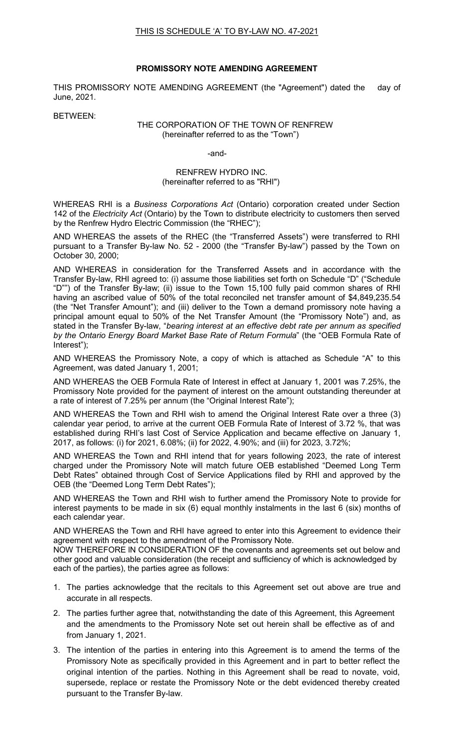THIS IS SCHEDULE 'A' TO BY-LAW NO. 47-2021

**PROMISSORY NOTE AMENDING AGREEMENT**

THIS PROMISSORY NOTE AMENDING AGREEMENT (the "Agreement") dated the day of June, 2021.

BETWEEN:

THE CORPORATION OF THE TOWN OF RENFREW
(hereinafter referred to as the "Town")

-and-

RENFREW HYDRO INC.
(hereinafter referred to as "RHI")

WHEREAS RHI is a *Business Corporations Act* (Ontario) corporation created under Section 142 of the *Electricity Act* (Ontario) by the Town to distribute electricity to customers then served by the Renfrew Hydro Electric Commission (the "RHEC");

AND WHEREAS the assets of the RHEC (the "Transferred Assets") were transferred to RHI pursuant to a Transfer By-law No. 52 - 2000 (the "Transfer By-law") passed by the Town on October 30, 2000;

AND WHEREAS in consideration for the Transferred Assets and in accordance with the Transfer By-law, RHI agreed to: (i) assume those liabilities set forth on Schedule "D" ("Schedule "D"") of the Transfer By-law; (ii) issue to the Town 15,100 fully paid common shares of RHI having an ascribed value of 50% of the total reconciled net transfer amount of $4,849,235.54 (the "Net Transfer Amount"); and (iii) deliver to the Town a demand promissory note having a principal amount equal to 50% of the Net Transfer Amount (the "Promissory Note") and, as stated in the Transfer By-law, "*bearing interest at an effective debt rate per annum as specified by the Ontario Energy Board Market Base Rate of Return Formula*" (the "OEB Formula Rate of Interest");

AND WHEREAS the Promissory Note, a copy of which is attached as Schedule "A" to this Agreement, was dated January 1, 2001;

AND WHEREAS the OEB Formula Rate of Interest in effect at January 1, 2001 was 7.25%, the Promissory Note provided for the payment of interest on the amount outstanding thereunder at a rate of interest of 7.25% per annum (the "Original Interest Rate");

AND WHEREAS the Town and RHI wish to amend the Original Interest Rate over a three (3) calendar year period, to arrive at the current OEB Formula Rate of Interest of 3.72 %, that was established during RHI's last Cost of Service Application and became effective on January 1, 2017, as follows: (i) for 2021, 6.08%; (ii) for 2022, 4.90%; and (iii) for 2023, 3.72%;

AND WHEREAS the Town and RHI intend that for years following 2023, the rate of interest charged under the Promissory Note will match future OEB established "Deemed Long Term Debt Rates" obtained through Cost of Service Applications filed by RHI and approved by the OEB (the "Deemed Long Term Debt Rates");

AND WHEREAS the Town and RHI wish to further amend the Promissory Note to provide for interest payments to be made in six (6) equal monthly instalments in the last 6 (six) months of each calendar year.

AND WHEREAS the Town and RHI have agreed to enter into this Agreement to evidence their agreement with respect to the amendment of the Promissory Note.

NOW THEREFORE IN CONSIDERATION OF the covenants and agreements set out below and other good and valuable consideration (the receipt and sufficiency of which is acknowledged by each of the parties), the parties agree as follows:

1. The parties acknowledge that the recitals to this Agreement set out above are true and accurate in all respects.
2. The parties further agree that, notwithstanding the date of this Agreement, this Agreement and the amendments to the Promissory Note set out herein shall be effective as of and from January 1, 2021.
3. The intention of the parties in entering into this Agreement is to amend the terms of the Promissory Note as specifically provided in this Agreement and in part to better reflect the original intention of the parties. Nothing in this Agreement shall be read to novate, void, supersede, replace or restate the Promissory Note or the debt evidenced thereby created pursuant to the Transfer By-law.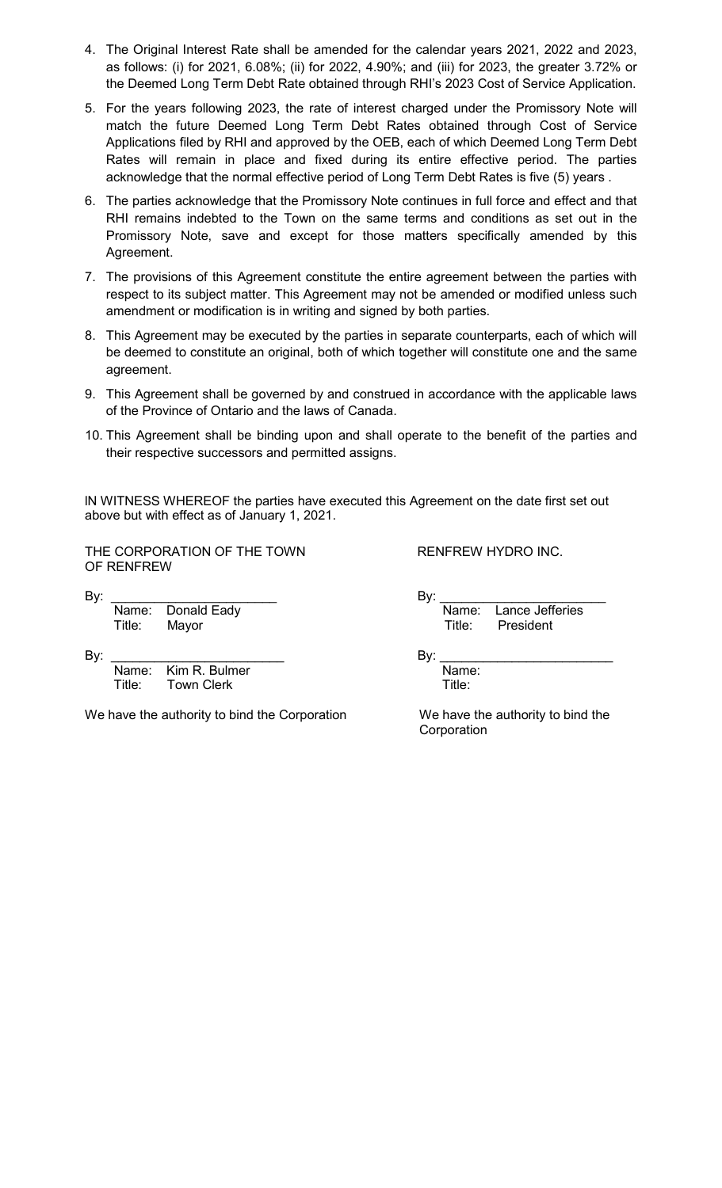4. The Original Interest Rate shall be amended for the calendar years 2021, 2022 and 2023, as follows: (i) for 2021, 6.08%; (ii) for 2022, 4.90%; and (iii) for 2023, the greater 3.72% or the Deemed Long Term Debt Rate obtained through RHI's 2023 Cost of Service Application.

5. For the years following 2023, the rate of interest charged under the Promissory Note will match the future Deemed Long Term Debt Rates obtained through Cost of Service Applications filed by RHI and approved by the OEB, each of which Deemed Long Term Debt Rates will remain in place and fixed during its entire effective period. The parties acknowledge that the normal effective period of Long Term Debt Rates is five (5) years .

6. The parties acknowledge that the Promissory Note continues in full force and effect and that RHI remains indebted to the Town on the same terms and conditions as set out in the Promissory Note, save and except for those matters specifically amended by this Agreement.

7. The provisions of this Agreement constitute the entire agreement between the parties with respect to its subject matter. This Agreement may not be amended or modified unless such amendment or modification is in writing and signed by both parties.

8. This Agreement may be executed by the parties in separate counterparts, each of which will be deemed to constitute an original, both of which together will constitute one and the same agreement.

9. This Agreement shall be governed by and construed in accordance with the applicable laws of the Province of Ontario and the laws of Canada.

10. This Agreement shall be binding upon and shall operate to the benefit of the parties and their respective successors and permitted assigns.

IN WITNESS WHEREOF the parties have executed this Agreement on the date first set out above but with effect as of January 1, 2021.

THE CORPORATION OF THE TOWN OF RENFREW

By: ________________________

Name: Donald Eady
Title: Mayor

By: ________________________

Name: Kim R. Bulmer
Title: Town Clerk

We have the authority to bind the Corporation

RENFREW HYDRO INC.

By: ________________________

Name: Lance Jefferies
Title: President

By: ________________________

Name:
Title:

We have the authority to bind the Corporation